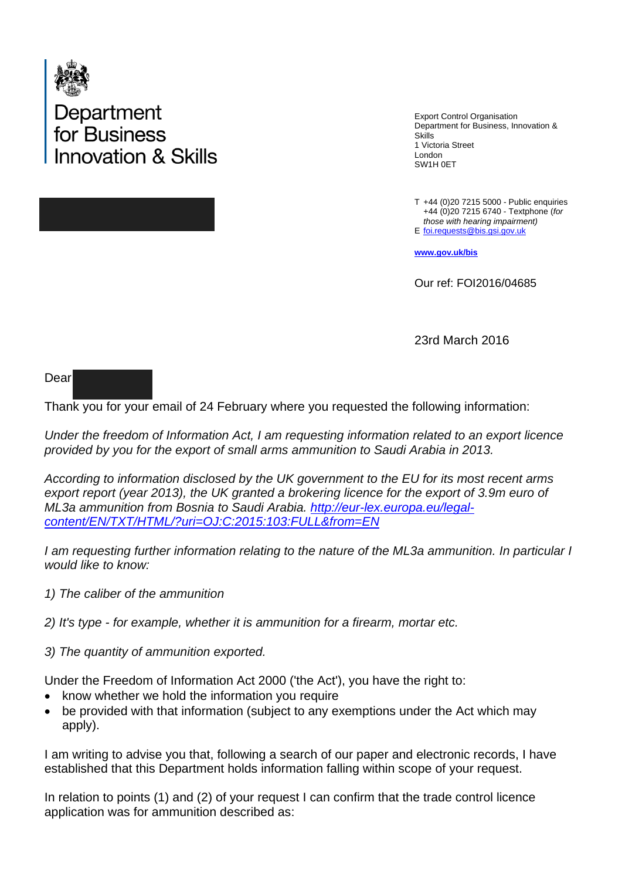# Department for Business Innovation & Skills

Export Control Organisation
Department for Business, Innovation & Skills
1 Victoria Street
London
SW1H 0ET

T +44 (0)20 7215 5000 - Public enquiries
+44 (0)20 7215 6740 - Textphone (*for those with hearing impairment*)
E foi.requests@bis.gsi.gov.uk

**www.gov.uk/bis**

Our ref: FOI2016/04685

23rd March 2016

Dear

Thank you for your email of 24 February where you requested the following information:

*Under the freedom of Information Act, I am requesting information related to an export licence provided by you for the export of small arms ammunition to Saudi Arabia in 2013.*

*According to information disclosed by the UK government to the EU for its most recent arms export report (year 2013), the UK granted a brokering licence for the export of 3.9m euro of ML3a ammunition from Bosnia to Saudi Arabia. [http://eur-lex.europa.eu/legal-content/EN/TXT/HTML/?uri=OJ:C:2015:103:FULL&from=EN](http://eur-lex.europa.eu/legal-content/EN/TXT/HTML/?uri=OJ:C:2015:103:FULL&from=EN)*

*I am requesting further information relating to the nature of the ML3a ammunition. In particular I would like to know:*

*1) The caliber of the ammunition*

*2) It's type - for example, whether it is ammunition for a firearm, mortar etc.*

*3) The quantity of ammunition exported.*

Under the Freedom of Information Act 2000 ('the Act'), you have the right to:

- know whether we hold the information you require
- be provided with that information (subject to any exemptions under the Act which may apply).

I am writing to advise you that, following a search of our paper and electronic records, I have established that this Department holds information falling within scope of your request.

In relation to points (1) and (2) of your request I can confirm that the trade control licence application was for ammunition described as: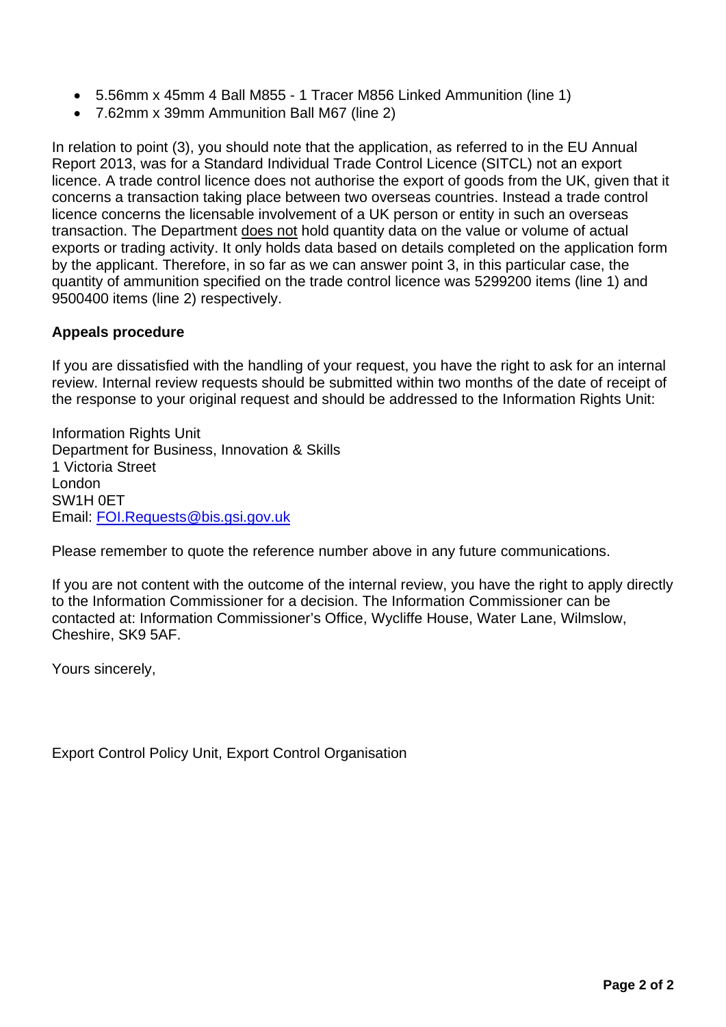- 5.56mm x 45mm 4 Ball M855 - 1 Tracer M856 Linked Ammunition (line 1)
- 7.62mm x 39mm Ammunition Ball M67 (line 2)

In relation to point (3), you should note that the application, as referred to in the EU Annual Report 2013, was for a Standard Individual Trade Control Licence (SITCL) not an export licence. A trade control licence does not authorise the export of goods from the UK, given that it concerns a transaction taking place between two overseas countries. Instead a trade control licence concerns the licensable involvement of a UK person or entity in such an overseas transaction. The Department does not hold quantity data on the value or volume of actual exports or trading activity. It only holds data based on details completed on the application form by the applicant. Therefore, in so far as we can answer point 3, in this particular case, the quantity of ammunition specified on the trade control licence was 5299200 items (line 1) and 9500400 items (line 2) respectively.

**Appeals procedure**

If you are dissatisfied with the handling of your request, you have the right to ask for an internal review. Internal review requests should be submitted within two months of the date of receipt of the response to your original request and should be addressed to the Information Rights Unit:

Information Rights Unit
Department for Business, Innovation & Skills
1 Victoria Street
London
SW1H 0ET
Email: FOI.Requests@bis.gsi.gov.uk

Please remember to quote the reference number above in any future communications.

If you are not content with the outcome of the internal review, you have the right to apply directly to the Information Commissioner for a decision. The Information Commissioner can be contacted at: Information Commissioner's Office, Wycliffe House, Water Lane, Wilmslow, Cheshire, SK9 5AF.

Yours sincerely,

Export Control Policy Unit, Export Control Organisation